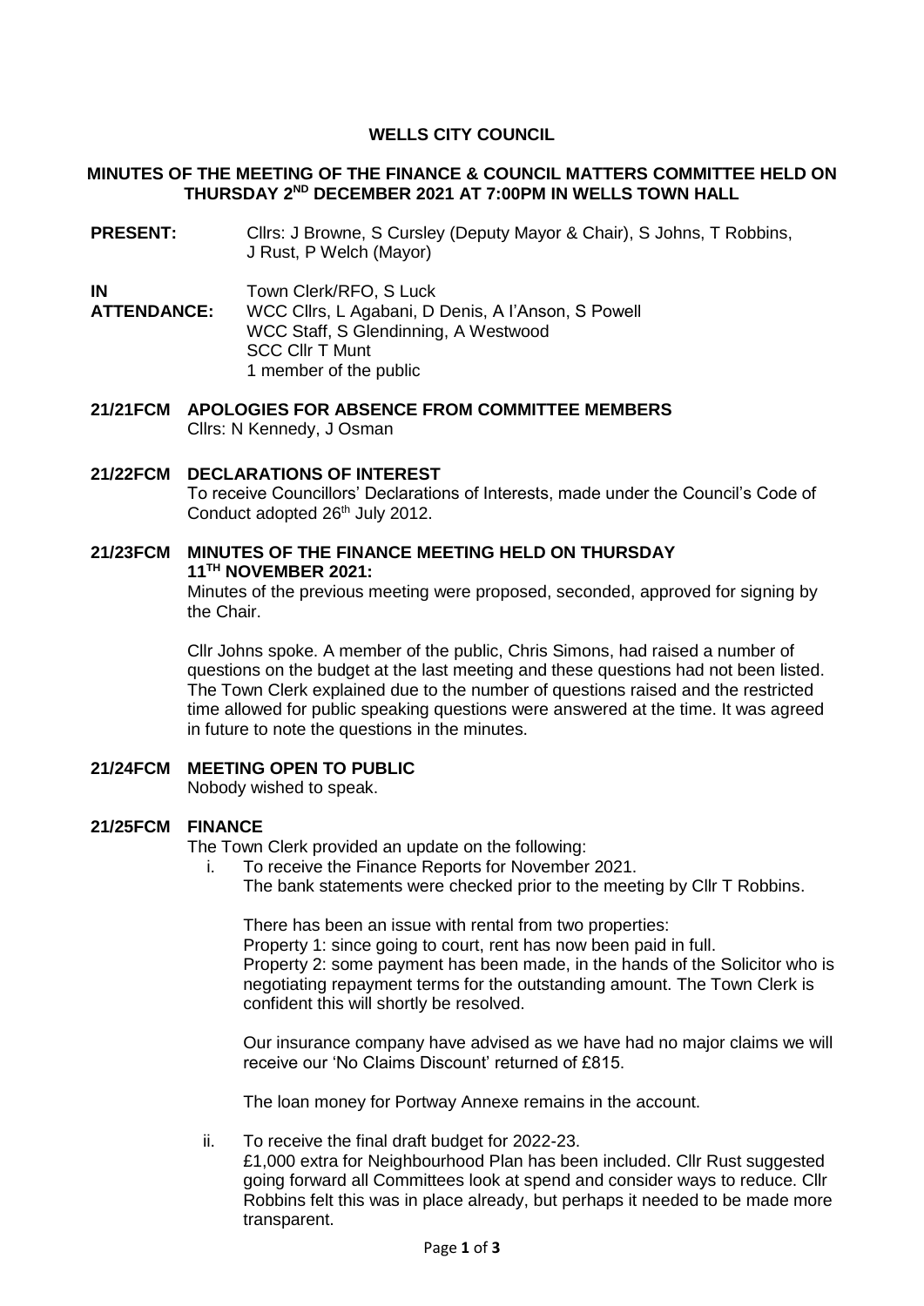# WELLS CITY COUNCIL

## MINUTES OF THE MEETING OF THE FINANCE & COUNCIL MATTERS COMMITTEE HELD ON THURSDAY 2ND DECEMBER 2021 AT 7:00PM IN WELLS TOWN HALL

**PRESENT:** Cllrs: J Browne, S Cursley (Deputy Mayor & Chair), S Johns, T Robbins, J Rust, P Welch (Mayor)

**IN ATTENDANCE:** Town Clerk/RFO, S Luck
WCC Cllrs, L Agabani, D Denis, A I'Anson, S Powell
WCC Staff, S Glendinning, A Westwood
SCC Cllr T Munt
1 member of the public

**21/21FCM APOLOGIES FOR ABSENCE FROM COMMITTEE MEMBERS**

Cllrs: N Kennedy, J Osman

**21/22FCM DECLARATIONS OF INTEREST**

To receive Councillors' Declarations of Interests, made under the Council's Code of Conduct adopted 26th July 2012.

**21/23FCM MINUTES OF THE FINANCE MEETING HELD ON THURSDAY 11TH NOVEMBER 2021:**

Minutes of the previous meeting were proposed, seconded, approved for signing by the Chair.

Cllr Johns spoke. A member of the public, Chris Simons, had raised a number of questions on the budget at the last meeting and these questions had not been listed. The Town Clerk explained due to the number of questions raised and the restricted time allowed for public speaking questions were answered at the time. It was agreed in future to note the questions in the minutes.

**21/24FCM MEETING OPEN TO PUBLIC**

Nobody wished to speak.

**21/25FCM FINANCE**

The Town Clerk provided an update on the following:

i. To receive the Finance Reports for November 2021.
   The bank statements were checked prior to the meeting by Cllr T Robbins.

   There has been an issue with rental from two properties:
   Property 1: since going to court, rent has now been paid in full.
   Property 2: some payment has been made, in the hands of the Solicitor who is negotiating repayment terms for the outstanding amount. The Town Clerk is confident this will shortly be resolved.

   Our insurance company have advised as we have had no major claims we will receive our 'No Claims Discount' returned of £815.

   The loan money for Portway Annexe remains in the account.

ii. To receive the final draft budget for 2022-23.
   £1,000 extra for Neighbourhood Plan has been included. Cllr Rust suggested going forward all Committees look at spend and consider ways to reduce. Cllr Robbins felt this was in place already, but perhaps it needed to be made more transparent.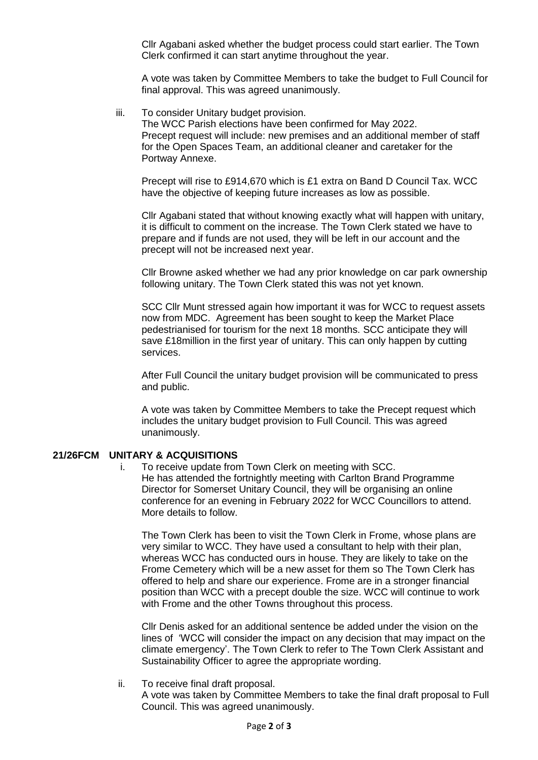Cllr Agabani asked whether the budget process could start earlier. The Town Clerk confirmed it can start anytime throughout the year.

A vote was taken by Committee Members to take the budget to Full Council for final approval. This was agreed unanimously.

iii. To consider Unitary budget provision.
The WCC Parish elections have been confirmed for May 2022.
Precept request will include: new premises and an additional member of staff for the Open Spaces Team, an additional cleaner and caretaker for the Portway Annexe.

Precept will rise to £914,670 which is £1 extra on Band D Council Tax. WCC have the objective of keeping future increases as low as possible.

Cllr Agabani stated that without knowing exactly what will happen with unitary, it is difficult to comment on the increase. The Town Clerk stated we have to prepare and if funds are not used, they will be left in our account and the precept will not be increased next year.

Cllr Browne asked whether we had any prior knowledge on car park ownership following unitary. The Town Clerk stated this was not yet known.

SCC Cllr Munt stressed again how important it was for WCC to request assets now from MDC. Agreement has been sought to keep the Market Place pedestrianised for tourism for the next 18 months. SCC anticipate they will save £18million in the first year of unitary. This can only happen by cutting services.

After Full Council the unitary budget provision will be communicated to press and public.

A vote was taken by Committee Members to take the Precept request which includes the unitary budget provision to Full Council. This was agreed unanimously.

## 21/26FCM UNITARY & ACQUISITIONS

i. To receive update from Town Clerk on meeting with SCC.
He has attended the fortnightly meeting with Carlton Brand Programme Director for Somerset Unitary Council, they will be organising an online conference for an evening in February 2022 for WCC Councillors to attend. More details to follow.

The Town Clerk has been to visit the Town Clerk in Frome, whose plans are very similar to WCC. They have used a consultant to help with their plan, whereas WCC has conducted ours in house. They are likely to take on the Frome Cemetery which will be a new asset for them so The Town Clerk has offered to help and share our experience. Frome are in a stronger financial position than WCC with a precept double the size. WCC will continue to work with Frome and the other Towns throughout this process.

Cllr Denis asked for an additional sentence be added under the vision on the lines of 'WCC will consider the impact on any decision that may impact on the climate emergency'. The Town Clerk to refer to The Town Clerk Assistant and Sustainability Officer to agree the appropriate wording.

ii. To receive final draft proposal.
A vote was taken by Committee Members to take the final draft proposal to Full Council. This was agreed unanimously.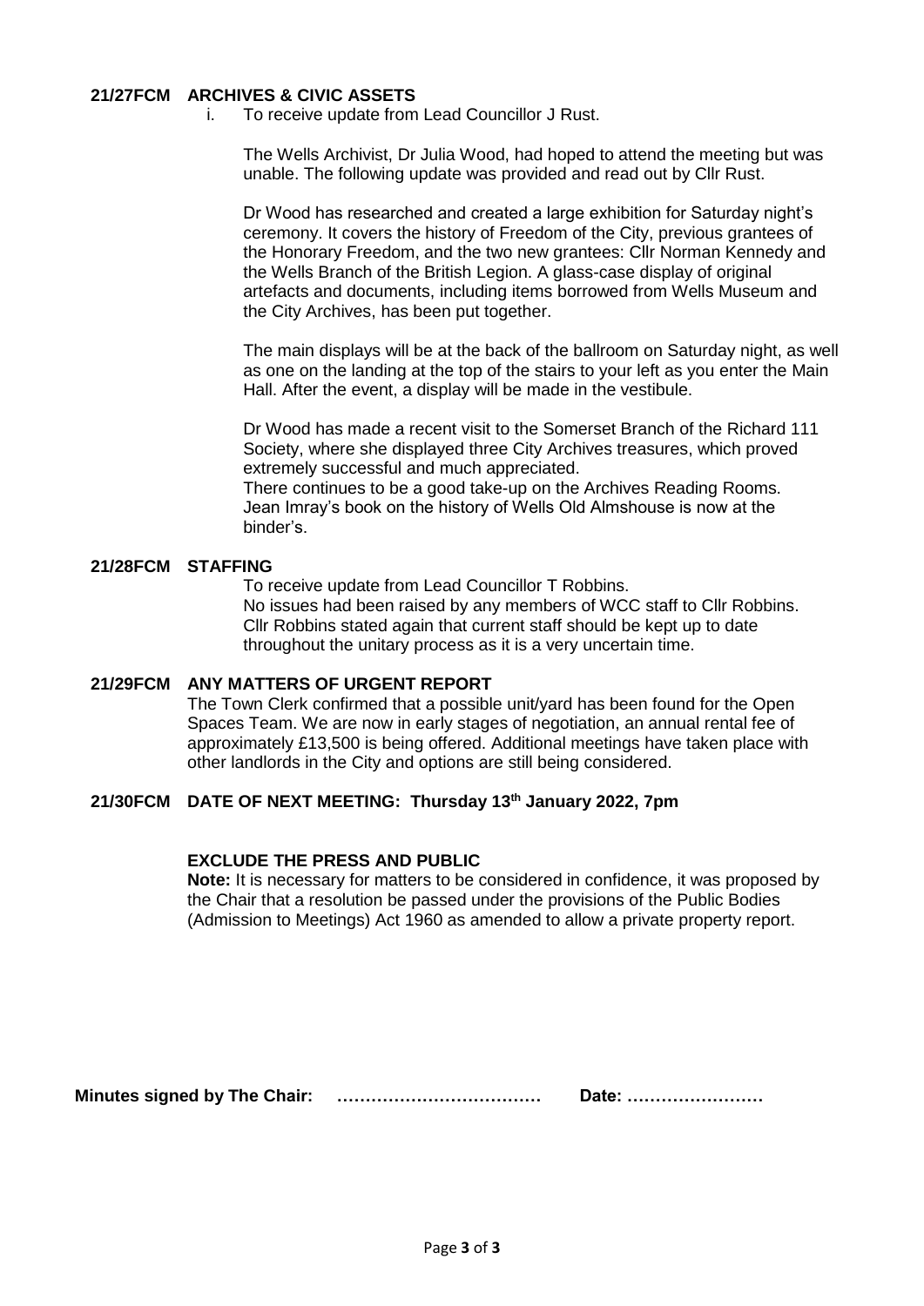**21/27FCM ARCHIVES & CIVIC ASSETS**

i. To receive update from Lead Councillor J Rust.

The Wells Archivist, Dr Julia Wood, had hoped to attend the meeting but was unable. The following update was provided and read out by Cllr Rust.

Dr Wood has researched and created a large exhibition for Saturday night's ceremony. It covers the history of Freedom of the City, previous grantees of the Honorary Freedom, and the two new grantees: Cllr Norman Kennedy and the Wells Branch of the British Legion. A glass-case display of original artefacts and documents, including items borrowed from Wells Museum and the City Archives, has been put together.

The main displays will be at the back of the ballroom on Saturday night, as well as one on the landing at the top of the stairs to your left as you enter the Main Hall. After the event, a display will be made in the vestibule.

Dr Wood has made a recent visit to the Somerset Branch of the Richard 111 Society, where she displayed three City Archives treasures, which proved extremely successful and much appreciated.
There continues to be a good take-up on the Archives Reading Rooms.
Jean Imray's book on the history of Wells Old Almshouse is now at the binder's.

**21/28FCM STAFFING**

To receive update from Lead Councillor T Robbins.
No issues had been raised by any members of WCC staff to Cllr Robbins.
Cllr Robbins stated again that current staff should be kept up to date throughout the unitary process as it is a very uncertain time.

**21/29FCM ANY MATTERS OF URGENT REPORT**

The Town Clerk confirmed that a possible unit/yard has been found for the Open Spaces Team. We are now in early stages of negotiation, an annual rental fee of approximately £13,500 is being offered. Additional meetings have taken place with other landlords in the City and options are still being considered.

**21/30FCM DATE OF NEXT MEETING: Thursday 13th January 2022, 7pm**

**EXCLUDE THE PRESS AND PUBLIC**

**Note:** It is necessary for matters to be considered in confidence, it was proposed by the Chair that a resolution be passed under the provisions of the Public Bodies (Admission to Meetings) Act 1960 as amended to allow a private property report.

**Minutes signed by The Chair: ……………………………… Date: ……………………**